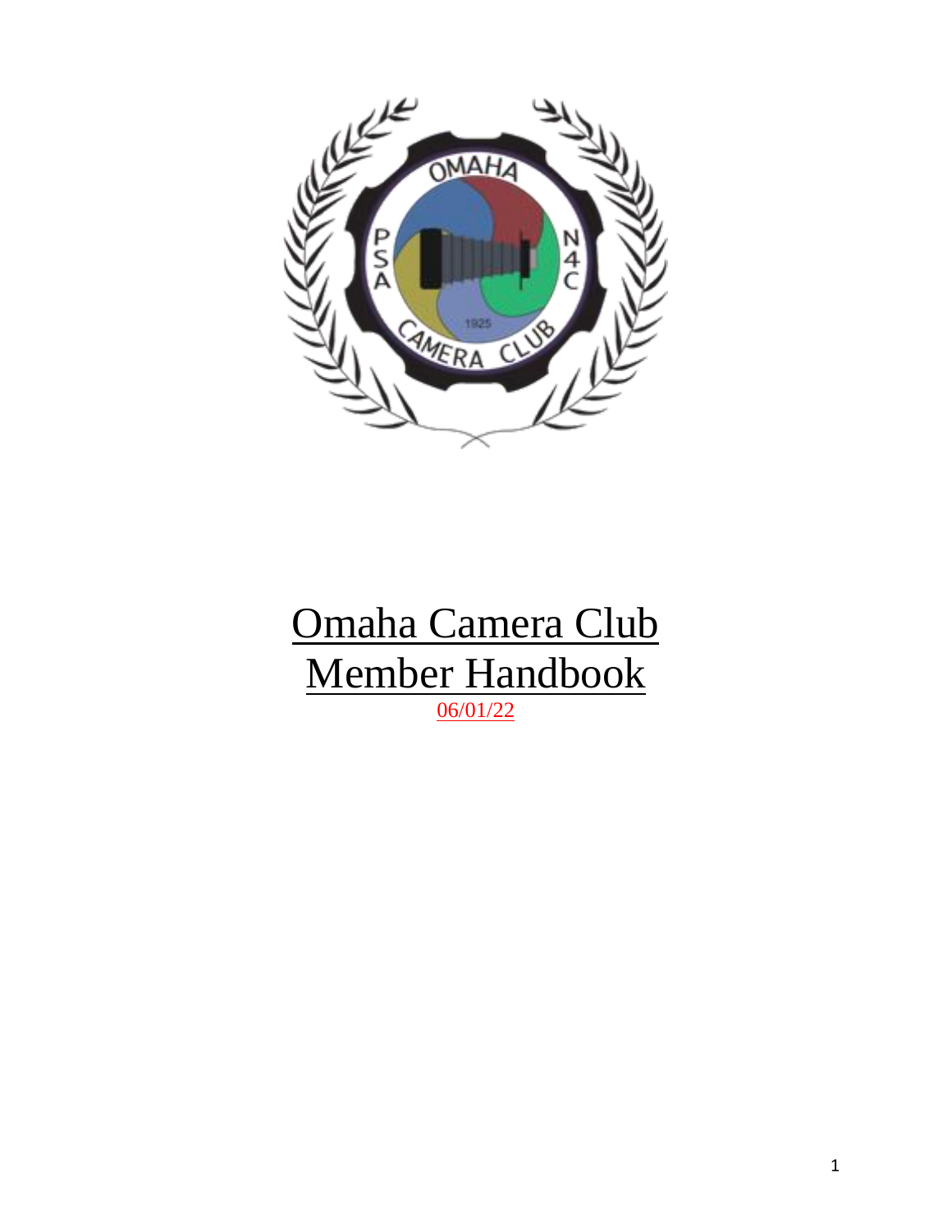# Omaha Camera Club
# Member Handbook

06/01/22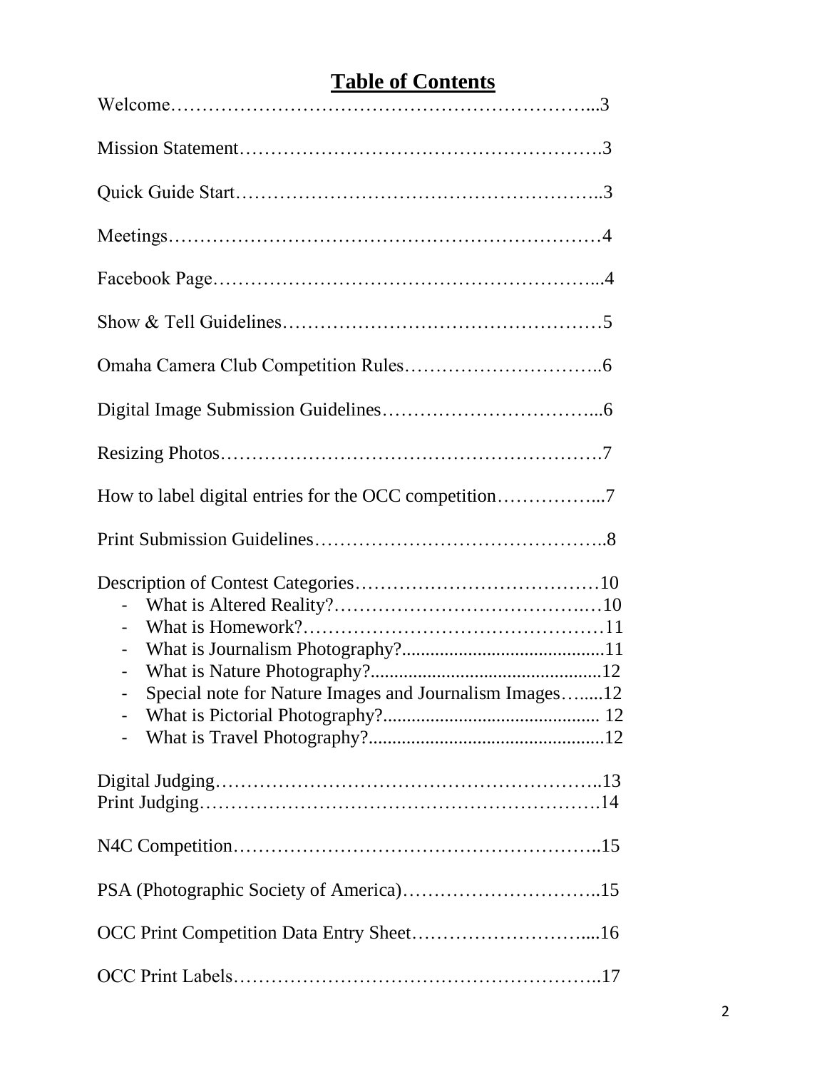# **Table of Contents**

Welcome…………………………………………………………...3

Mission Statement……………………………………………….3

Quick Guide Start………………………………………………..3

Meetings…………………………………………………………4

Facebook Page…………………………………………………...4

Show & Tell Guidelines……………………………………………5

Omaha Camera Club Competition Rules…………………………..6

Digital Image Submission Guidelines……………………………...6

Resizing Photos…………………………………………………….7

How to label digital entries for the OCC competition……………...7

Print Submission Guidelines………………………………………..8

Description of Contest Categories…………………………………10
- What is Altered Reality?……………………………………10
- What is Homework?…………………………………………11
- What is Journalism Photography?..........................................11
- What is Nature Photography?................................................12
- Special note for Nature Images and Journalism Images…......12
- What is Pictorial Photography?............................................. 12
- What is Travel Photography?..................................................12

Digital Judging……………………………………………………..13
Print Judging………………………………………………………14

N4C Competition…………………………………………………..15

PSA (Photographic Society of America)…………………………..15

OCC Print Competition Data Entry Sheet………………………....16

OCC Print Labels…………………………………………………..17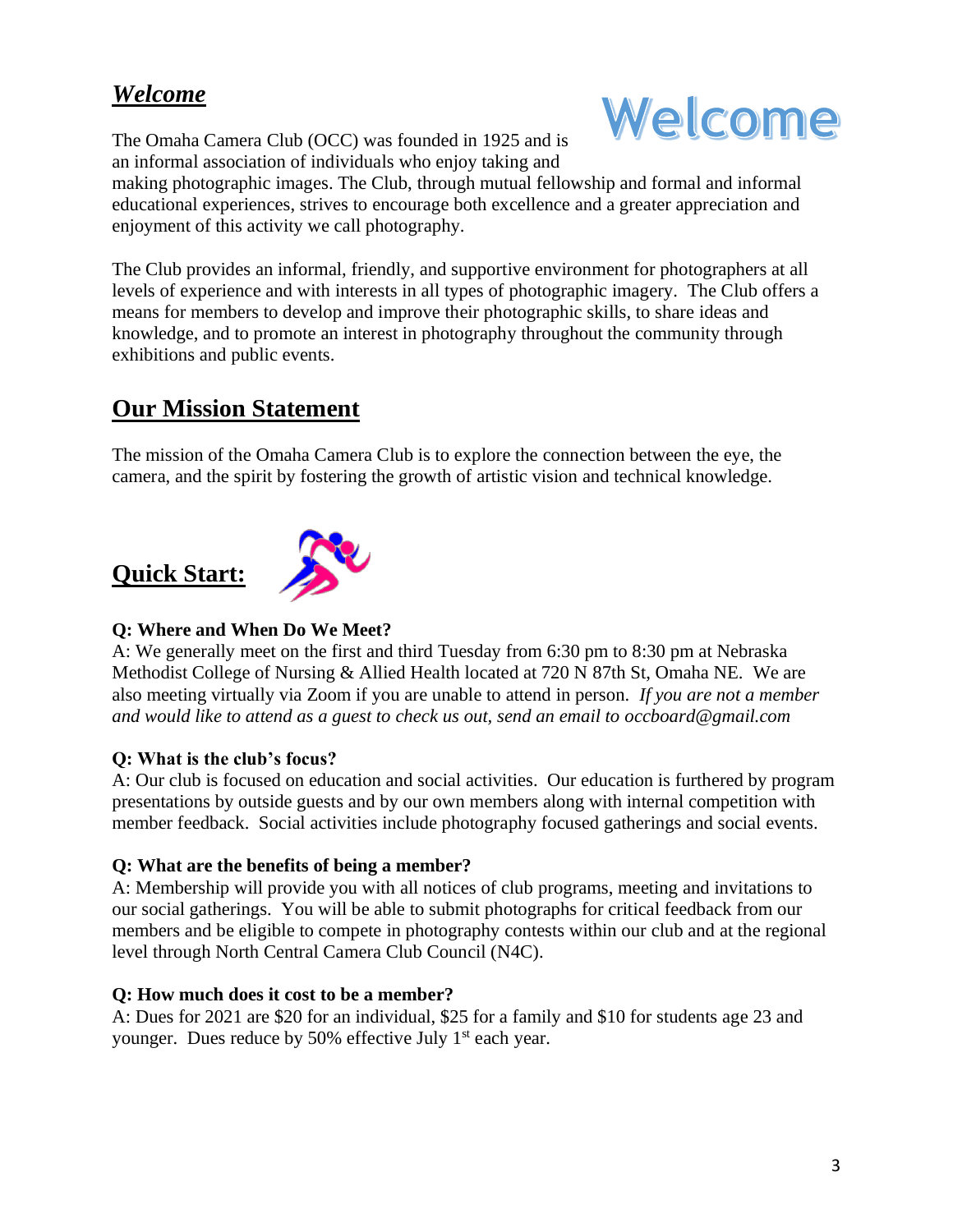## *Welcome*

The Omaha Camera Club (OCC) was founded in 1925 and is an informal association of individuals who enjoy taking and making photographic images. The Club, through mutual fellowship and formal and informal educational experiences, strives to encourage both excellence and a greater appreciation and enjoyment of this activity we call photography.

The Club provides an informal, friendly, and supportive environment for photographers at all levels of experience and with interests in all types of photographic imagery. The Club offers a means for members to develop and improve their photographic skills, to share ideas and knowledge, and to promote an interest in photography throughout the community through exhibitions and public events.

## Our Mission Statement

The mission of the Omaha Camera Club is to explore the connection between the eye, the camera, and the spirit by fostering the growth of artistic vision and technical knowledge.

## Quick Start:

**Q: Where and When Do We Meet?**
A: We generally meet on the first and third Tuesday from 6:30 pm to 8:30 pm at Nebraska Methodist College of Nursing & Allied Health located at 720 N 87th St, Omaha NE. We are also meeting virtually via Zoom if you are unable to attend in person. *If you are not a member and would like to attend as a guest to check us out, send an email to occboard@gmail.com*

**Q: What is the club's focus?**
A: Our club is focused on education and social activities. Our education is furthered by program presentations by outside guests and by our own members along with internal competition with member feedback. Social activities include photography focused gatherings and social events.

**Q: What are the benefits of being a member?**
A: Membership will provide you with all notices of club programs, meeting and invitations to our social gatherings. You will be able to submit photographs for critical feedback from our members and be eligible to compete in photography contests within our club and at the regional level through North Central Camera Club Council (N4C).

**Q: How much does it cost to be a member?**
A: Dues for 2021 are $20 for an individual, $25 for a family and $10 for students age 23 and younger. Dues reduce by 50% effective July 1st each year.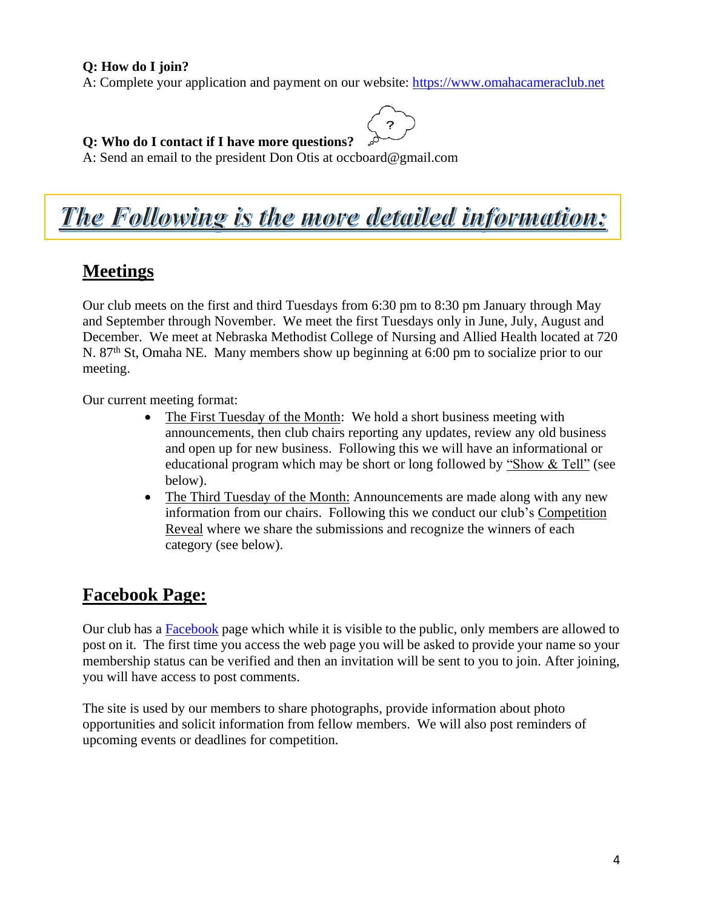**Q: How do I join?**
A: Complete your application and payment on our website: [https://www.omahacameraclub.net](https://www.omahacameraclub.net)

**Q: Who do I contact if I have more questions?**
A: Send an email to the president Don Otis at occboard@gmail.com

# *The Following is the more detailed information:*

## Meetings

Our club meets on the first and third Tuesdays from 6:30 pm to 8:30 pm January through May and September through November. We meet the first Tuesdays only in June, July, August and December. We meet at Nebraska Methodist College of Nursing and Allied Health located at 720 N. 87th St, Omaha NE. Many members show up beginning at 6:00 pm to socialize prior to our meeting.

Our current meeting format:

- The First Tuesday of the Month: We hold a short business meeting with announcements, then club chairs reporting any updates, review any old business and open up for new business. Following this we will have an informational or educational program which may be short or long followed by "Show & Tell" (see below).
- The Third Tuesday of the Month: Announcements are made along with any new information from our chairs. Following this we conduct our club's Competition Reveal where we share the submissions and recognize the winners of each category (see below).

## Facebook Page:

Our club has a Facebook page which while it is visible to the public, only members are allowed to post on it. The first time you access the web page you will be asked to provide your name so your membership status can be verified and then an invitation will be sent to you to join. After joining, you will have access to post comments.

The site is used by our members to share photographs, provide information about photo opportunities and solicit information from fellow members. We will also post reminders of upcoming events or deadlines for competition.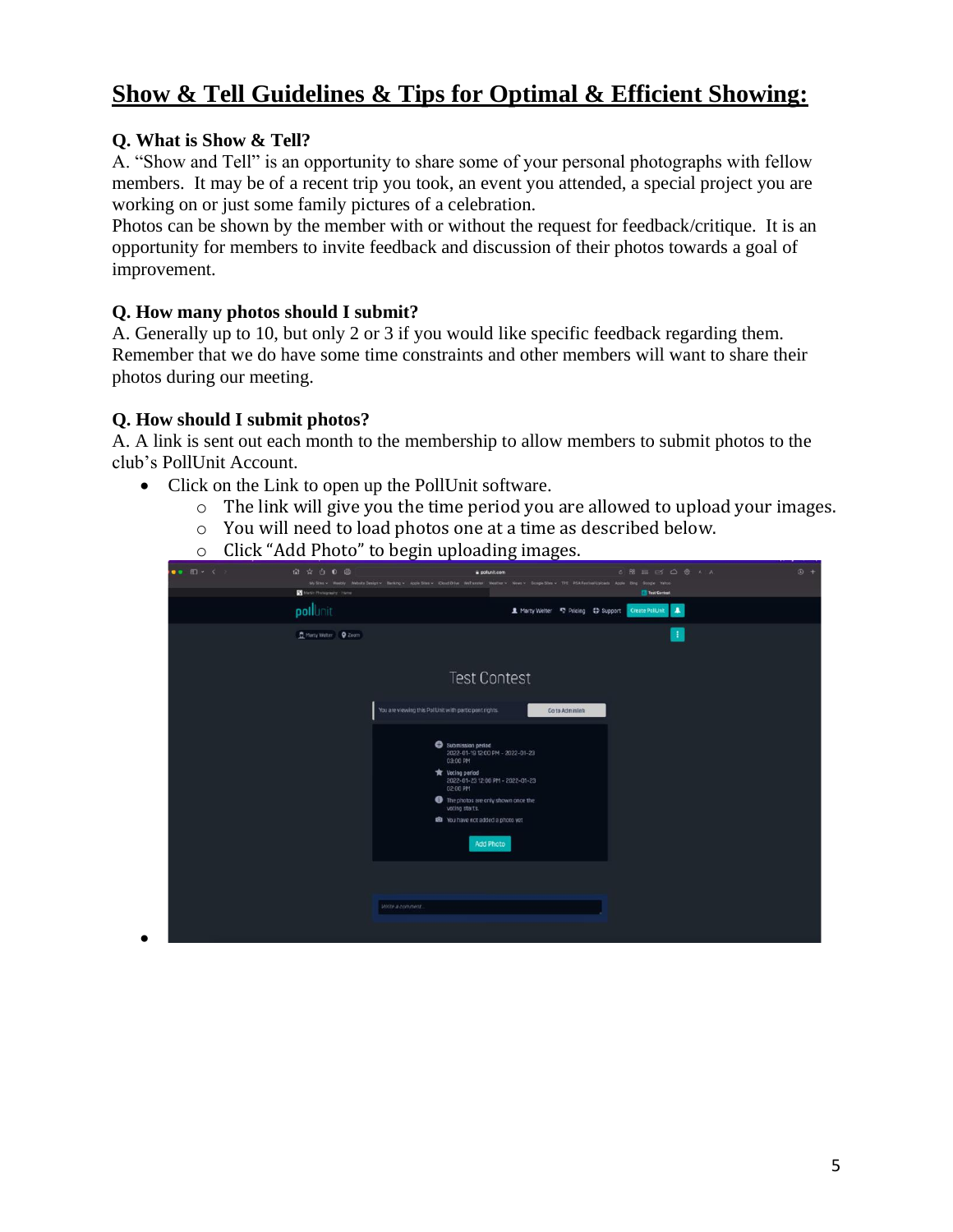## Show & Tell Guidelines & Tips for Optimal & Efficient Showing:

**Q. What is Show & Tell?**

A. "Show and Tell" is an opportunity to share some of your personal photographs with fellow members. It may be of a recent trip you took, an event you attended, a special project you are working on or just some family pictures of a celebration.

Photos can be shown by the member with or without the request for feedback/critique. It is an opportunity for members to invite feedback and discussion of their photos towards a goal of improvement.

**Q. How many photos should I submit?**

A. Generally up to 10, but only 2 or 3 if you would like specific feedback regarding them. Remember that we do have some time constraints and other members will want to share their photos during our meeting.

**Q. How should I submit photos?**

A. A link is sent out each month to the membership to allow members to submit photos to the club's PollUnit Account.

- Click on the Link to open up the PollUnit software.
  - The link will give you the time period you are allowed to upload your images.
  - You will need to load photos one at a time as described below.
  - Click "Add Photo" to begin uploading images.
-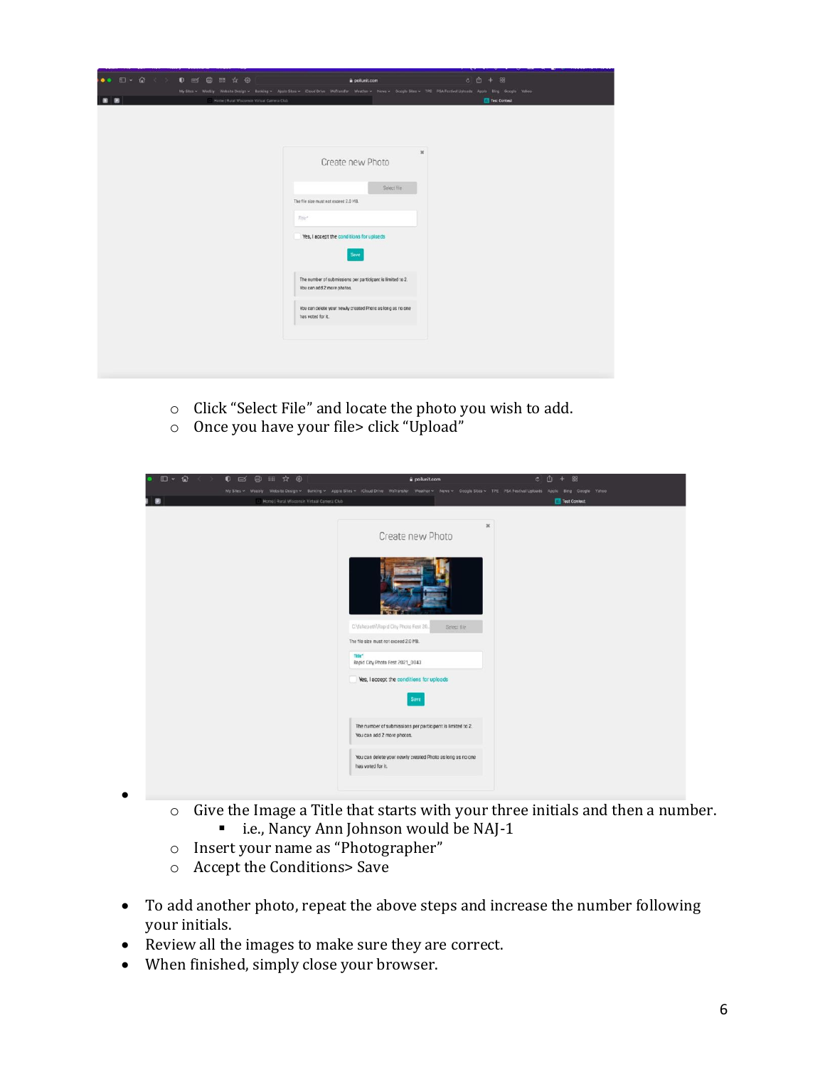- Click "Select File" and locate the photo you wish to add.
- Once you have your file> click "Upload"

- 
  - Give the Image a Title that starts with your three initials and then a number.
    - i.e., Nancy Ann Johnson would be NAJ-1
  - Insert your name as "Photographer"
  - Accept the Conditions> Save

- To add another photo, repeat the above steps and increase the number following your initials.
- Review all the images to make sure they are correct.
- When finished, simply close your browser.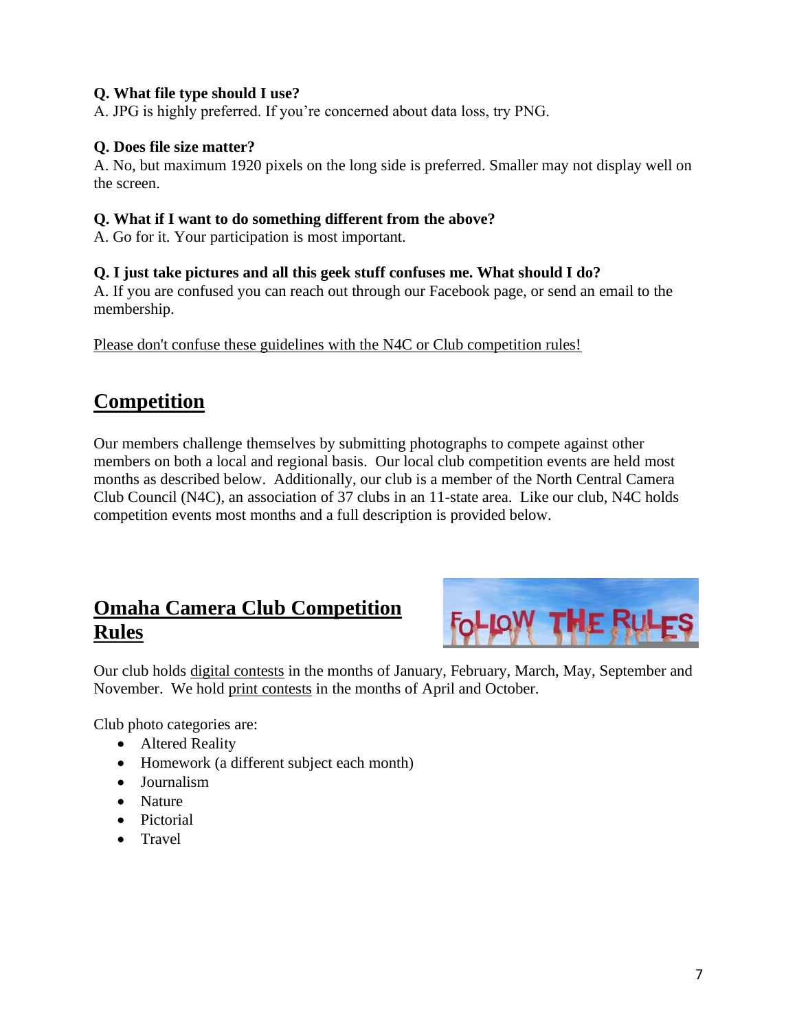**Q. What file type should I use?**
A. JPG is highly preferred. If you're concerned about data loss, try PNG.

**Q. Does file size matter?**
A. No, but maximum 1920 pixels on the long side is preferred. Smaller may not display well on the screen.

**Q. What if I want to do something different from the above?**
A. Go for it. Your participation is most important.

**Q. I just take pictures and all this geek stuff confuses me. What should I do?**
A. If you are confused you can reach out through our Facebook page, or send an email to the membership.

Please don't confuse these guidelines with the N4C or Club competition rules!

## Competition

Our members challenge themselves by submitting photographs to compete against other members on both a local and regional basis. Our local club competition events are held most months as described below. Additionally, our club is a member of the North Central Camera Club Council (N4C), an association of 37 clubs in an 11-state area. Like our club, N4C holds competition events most months and a full description is provided below.

## Omaha Camera Club Competition Rules

Our club holds digital contests in the months of January, February, March, May, September and November. We hold print contests in the months of April and October.

Club photo categories are:

- Altered Reality
- Homework (a different subject each month)
- Journalism
- Nature
- Pictorial
- Travel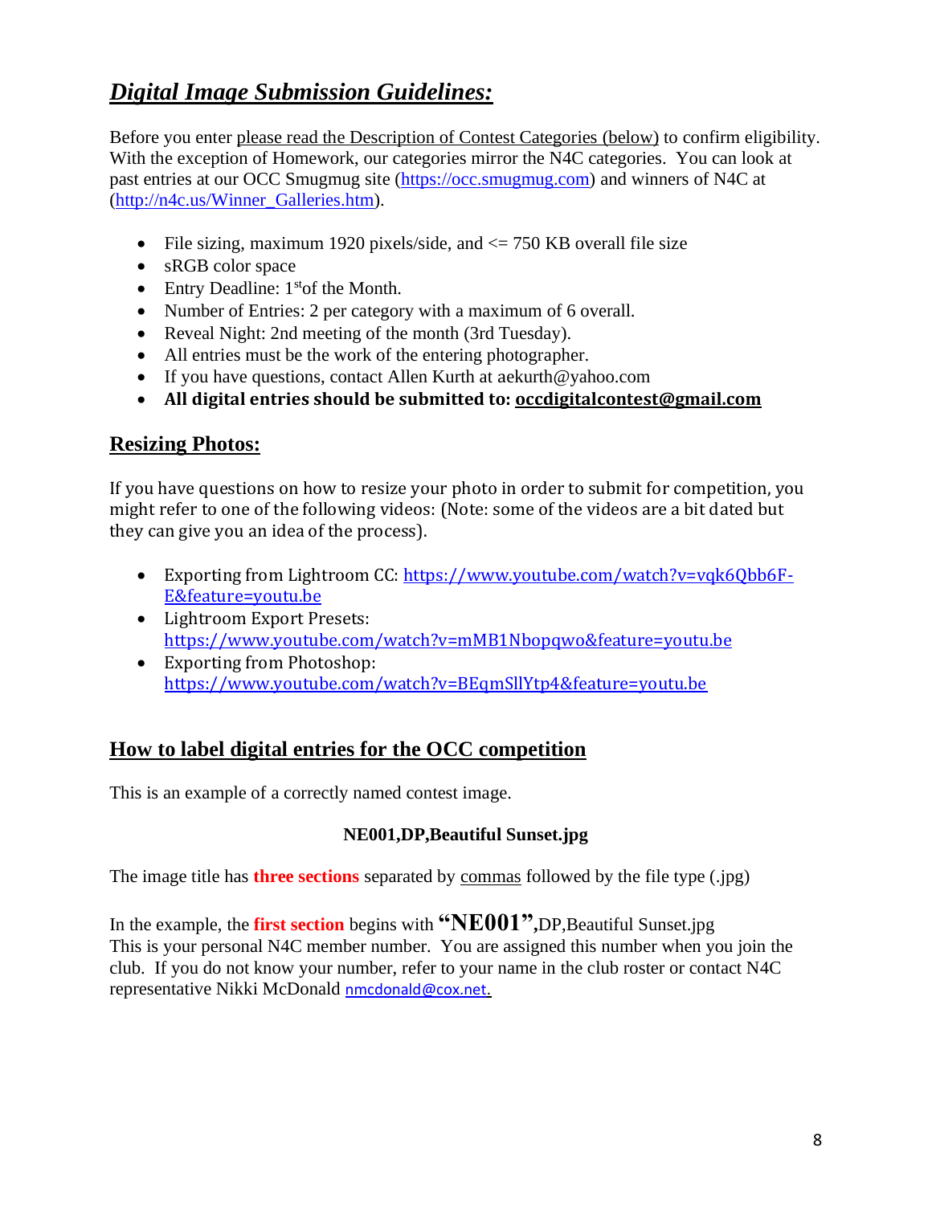## ***Digital Image Submission Guidelines:***

Before you enter please read the Description of Contest Categories (below) to confirm eligibility. With the exception of Homework, our categories mirror the N4C categories. You can look at past entries at our OCC Smugmug site (https://occ.smugmug.com) and winners of N4C at (http://n4c.us/Winner_Galleries.htm).

- File sizing, maximum 1920 pixels/side, and <= 750 KB overall file size
- sRGB color space
- Entry Deadline: 1st of the Month.
- Number of Entries: 2 per category with a maximum of 6 overall.
- Reveal Night: 2nd meeting of the month (3rd Tuesday).
- All entries must be the work of the entering photographer.
- If you have questions, contact Allen Kurth at aekurth@yahoo.com
- **All digital entries should be submitted to: occdigitalcontest@gmail.com**

## Resizing Photos:

If you have questions on how to resize your photo in order to submit for competition, you might refer to one of the following videos: (Note: some of the videos are a bit dated but they can give you an idea of the process).

- Exporting from Lightroom CC: https://www.youtube.com/watch?v=vqk6Qbb6F-E&feature=youtu.be
- Lightroom Export Presets: https://www.youtube.com/watch?v=mMB1Nbopqwo&feature=youtu.be
- Exporting from Photoshop: https://www.youtube.com/watch?v=BEqmSllYtp4&feature=youtu.be

## How to label digital entries for the OCC competition

This is an example of a correctly named contest image.

**NE001,DP,Beautiful Sunset.jpg**

The image title has **three sections** separated by commas followed by the file type (.jpg)

In the example, the **first section** begins with **"NE001",**DP,Beautiful Sunset.jpg
This is your personal N4C member number. You are assigned this number when you join the club. If you do not know your number, refer to your name in the club roster or contact N4C representative Nikki McDonald nmcdonald@cox.net.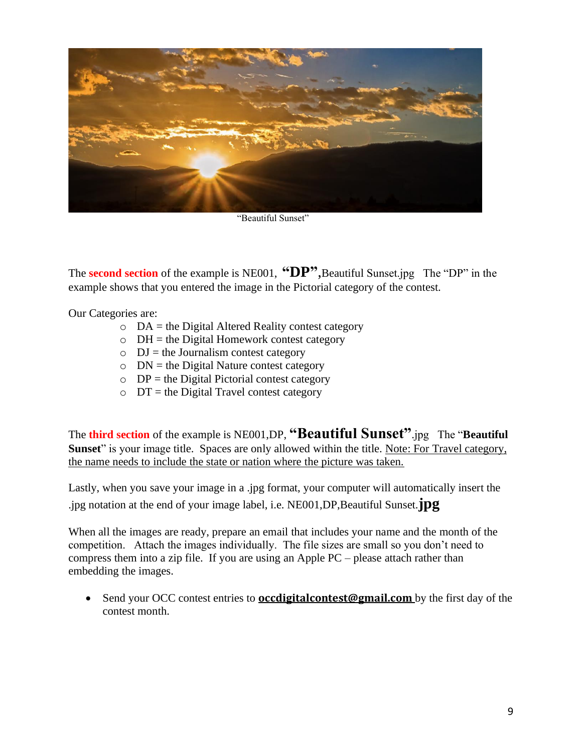"Beautiful Sunset"

The **second section** of the example is NE001, **"DP",**Beautiful Sunset.jpg The "DP" in the example shows that you entered the image in the Pictorial category of the contest.

Our Categories are:

- DA = the Digital Altered Reality contest category
- DH = the Digital Homework contest category
- DJ = the Journalism contest category
- DN = the Digital Nature contest category
- DP = the Digital Pictorial contest category
- DT = the Digital Travel contest category

The **third section** of the example is NE001,DP, **"Beautiful Sunset"**.jpg The "**Beautiful Sunset**" is your image title. Spaces are only allowed within the title. Note: For Travel category, the name needs to include the state or nation where the picture was taken.

Lastly, when you save your image in a .jpg format, your computer will automatically insert the .jpg notation at the end of your image label, i.e. NE001,DP,Beautiful Sunset.**jpg**

When all the images are ready, prepare an email that includes your name and the month of the competition. Attach the images individually. The file sizes are small so you don't need to compress them into a zip file. If you are using an Apple PC – please attach rather than embedding the images.

- Send your OCC contest entries to **occdigitalcontest@gmail.com** by the first day of the contest month.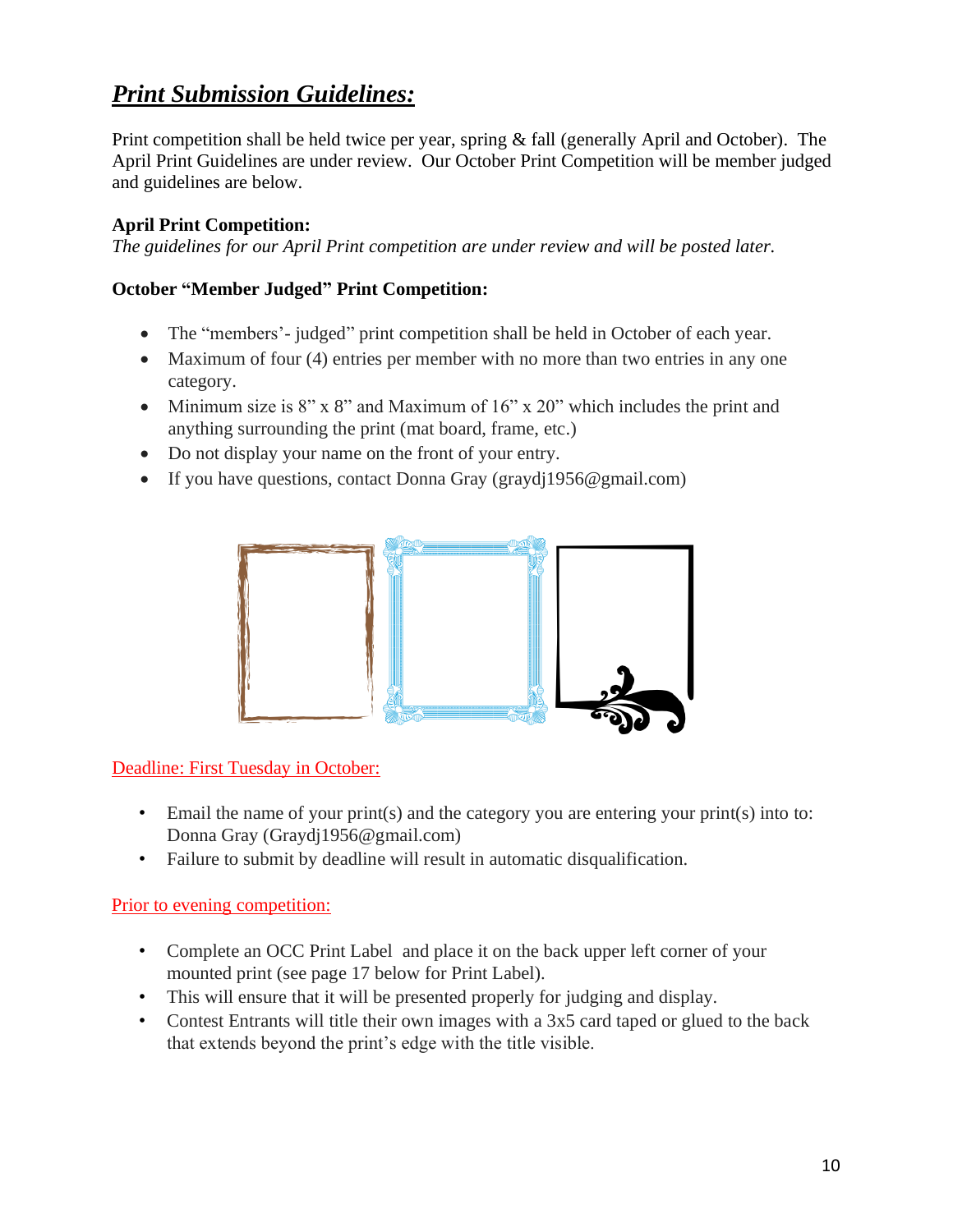# ***Print Submission Guidelines:***

Print competition shall be held twice per year, spring & fall (generally April and October). The April Print Guidelines are under review. Our October Print Competition will be member judged and guidelines are below.

**April Print Competition:**

*The guidelines for our April Print competition are under review and will be posted later.*

**October "Member Judged" Print Competition:**

- The "members'- judged" print competition shall be held in October of each year.
- Maximum of four (4) entries per member with no more than two entries in any one category.
- Minimum size is 8" x 8" and Maximum of 16" x 20" which includes the print and anything surrounding the print (mat board, frame, etc.)
- Do not display your name on the front of your entry.
- If you have questions, contact Donna Gray (graydj1956@gmail.com)

Deadline: First Tuesday in October:

- Email the name of your print(s) and the category you are entering your print(s) into to: Donna Gray (Graydj1956@gmail.com)
- Failure to submit by deadline will result in automatic disqualification.

Prior to evening competition:

- Complete an OCC Print Label and place it on the back upper left corner of your mounted print (see page 17 below for Print Label).
- This will ensure that it will be presented properly for judging and display.
- Contest Entrants will title their own images with a 3x5 card taped or glued to the back that extends beyond the print's edge with the title visible.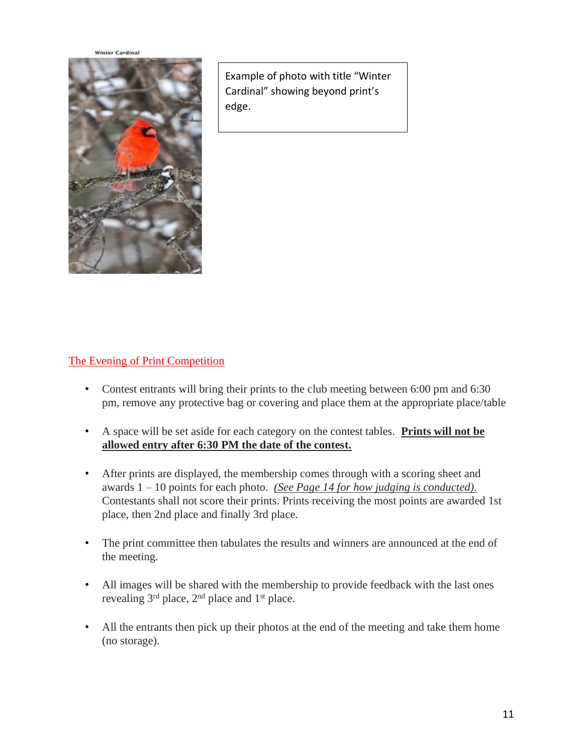Winter Cardinal

Example of photo with title "Winter Cardinal" showing beyond print's edge.

## The Evening of Print Competition

- Contest entrants will bring their prints to the club meeting between 6:00 pm and 6:30 pm, remove any protective bag or covering and place them at the appropriate place/table
- A space will be set aside for each category on the contest tables. **Prints will not be allowed entry after 6:30 PM the date of the contest.**
- After prints are displayed, the membership comes through with a scoring sheet and awards 1 – 10 points for each photo. *(See Page 14 for how judging is conducted).* Contestants shall not score their prints. Prints receiving the most points are awarded 1st place, then 2nd place and finally 3rd place.
- The print committee then tabulates the results and winners are announced at the end of the meeting.
- All images will be shared with the membership to provide feedback with the last ones revealing 3rd place, 2nd place and 1st place.
- All the entrants then pick up their photos at the end of the meeting and take them home (no storage).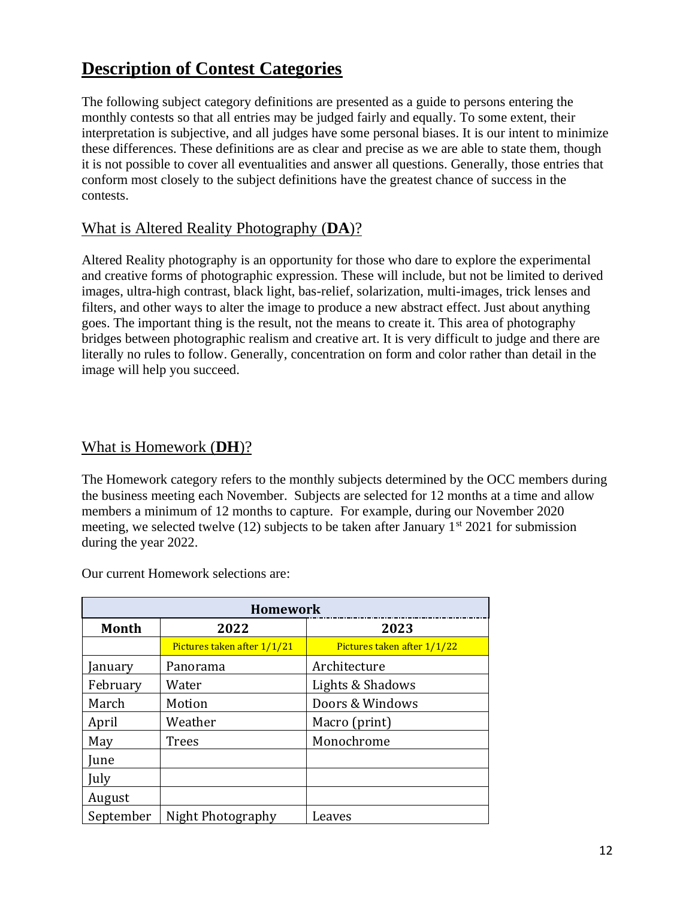## Description of Contest Categories

The following subject category definitions are presented as a guide to persons entering the monthly contests so that all entries may be judged fairly and equally. To some extent, their interpretation is subjective, and all judges have some personal biases. It is our intent to minimize these differences. These definitions are as clear and precise as we are able to state them, though it is not possible to cover all eventualities and answer all questions. Generally, those entries that conform most closely to the subject definitions have the greatest chance of success in the contests.

### What is Altered Reality Photography (**DA**)?

Altered Reality photography is an opportunity for those who dare to explore the experimental and creative forms of photographic expression. These will include, but not be limited to derived images, ultra-high contrast, black light, bas-relief, solarization, multi-images, trick lenses and filters, and other ways to alter the image to produce a new abstract effect. Just about anything goes. The important thing is the result, not the means to create it. This area of photography bridges between photographic realism and creative art. It is very difficult to judge and there are literally no rules to follow. Generally, concentration on form and color rather than detail in the image will help you succeed.

### What is Homework (**DH**)?

The Homework category refers to the monthly subjects determined by the OCC members during the business meeting each November. Subjects are selected for 12 months at a time and allow members a minimum of 12 months to capture. For example, during our November 2020 meeting, we selected twelve (12) subjects to be taken after January 1st 2021 for submission during the year 2022.

Our current Homework selections are:

| Homework | | |
|---|---|---|
| **Month** | **2022** | **2023** |
| | Pictures taken after 1/1/21 | Pictures taken after 1/1/22 |
| January | Panorama | Architecture |
| February | Water | Lights & Shadows |
| March | Motion | Doors & Windows |
| April | Weather | Macro (print) |
| May | Trees | Monochrome |
| June | | |
| July | | |
| August | | |
| September | Night Photography | Leaves |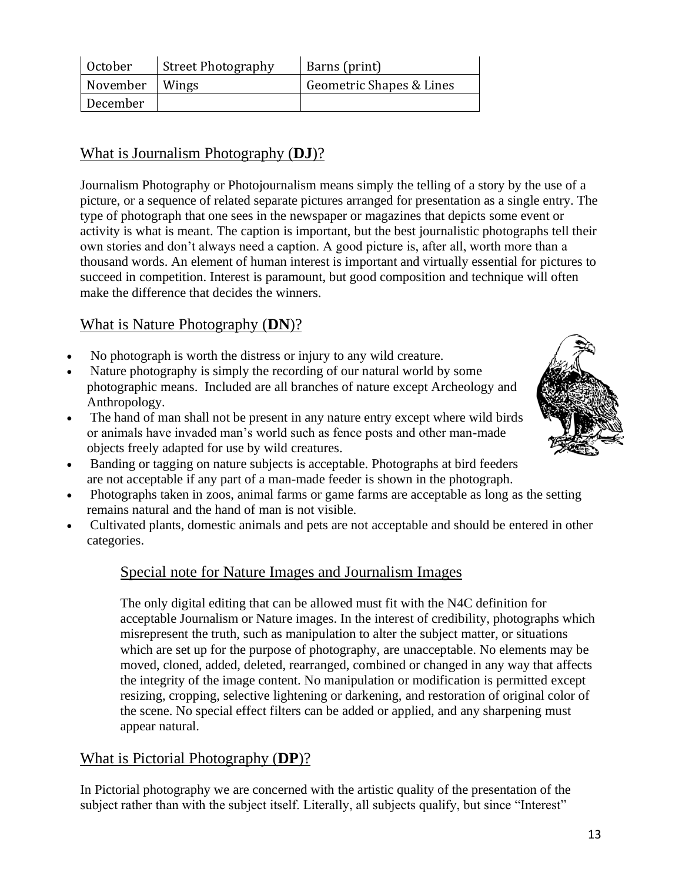| October | Street Photography | Barns (print) |
|---|---|---|
| November | Wings | Geometric Shapes & Lines |
| December | | |

## What is Journalism Photography (**DJ**)?

Journalism Photography or Photojournalism means simply the telling of a story by the use of a picture, or a sequence of related separate pictures arranged for presentation as a single entry. The type of photograph that one sees in the newspaper or magazines that depicts some event or activity is what is meant. The caption is important, but the best journalistic photographs tell their own stories and don't always need a caption. A good picture is, after all, worth more than a thousand words. An element of human interest is important and virtually essential for pictures to succeed in competition. Interest is paramount, but good composition and technique will often make the difference that decides the winners.

## What is Nature Photography (**DN**)?

- No photograph is worth the distress or injury to any wild creature.
- Nature photography is simply the recording of our natural world by some photographic means. Included are all branches of nature except Archeology and Anthropology.
- The hand of man shall not be present in any nature entry except where wild birds or animals have invaded man's world such as fence posts and other man-made objects freely adapted for use by wild creatures.
- Banding or tagging on nature subjects is acceptable. Photographs at bird feeders are not acceptable if any part of a man-made feeder is shown in the photograph.
- Photographs taken in zoos, animal farms or game farms are acceptable as long as the setting remains natural and the hand of man is not visible.
- Cultivated plants, domestic animals and pets are not acceptable and should be entered in other categories.

### Special note for Nature Images and Journalism Images

The only digital editing that can be allowed must fit with the N4C definition for acceptable Journalism or Nature images. In the interest of credibility, photographs which misrepresent the truth, such as manipulation to alter the subject matter, or situations which are set up for the purpose of photography, are unacceptable. No elements may be moved, cloned, added, deleted, rearranged, combined or changed in any way that affects the integrity of the image content. No manipulation or modification is permitted except resizing, cropping, selective lightening or darkening, and restoration of original color of the scene. No special effect filters can be added or applied, and any sharpening must appear natural.

## What is Pictorial Photography (**DP**)?

In Pictorial photography we are concerned with the artistic quality of the presentation of the subject rather than with the subject itself. Literally, all subjects qualify, but since "Interest"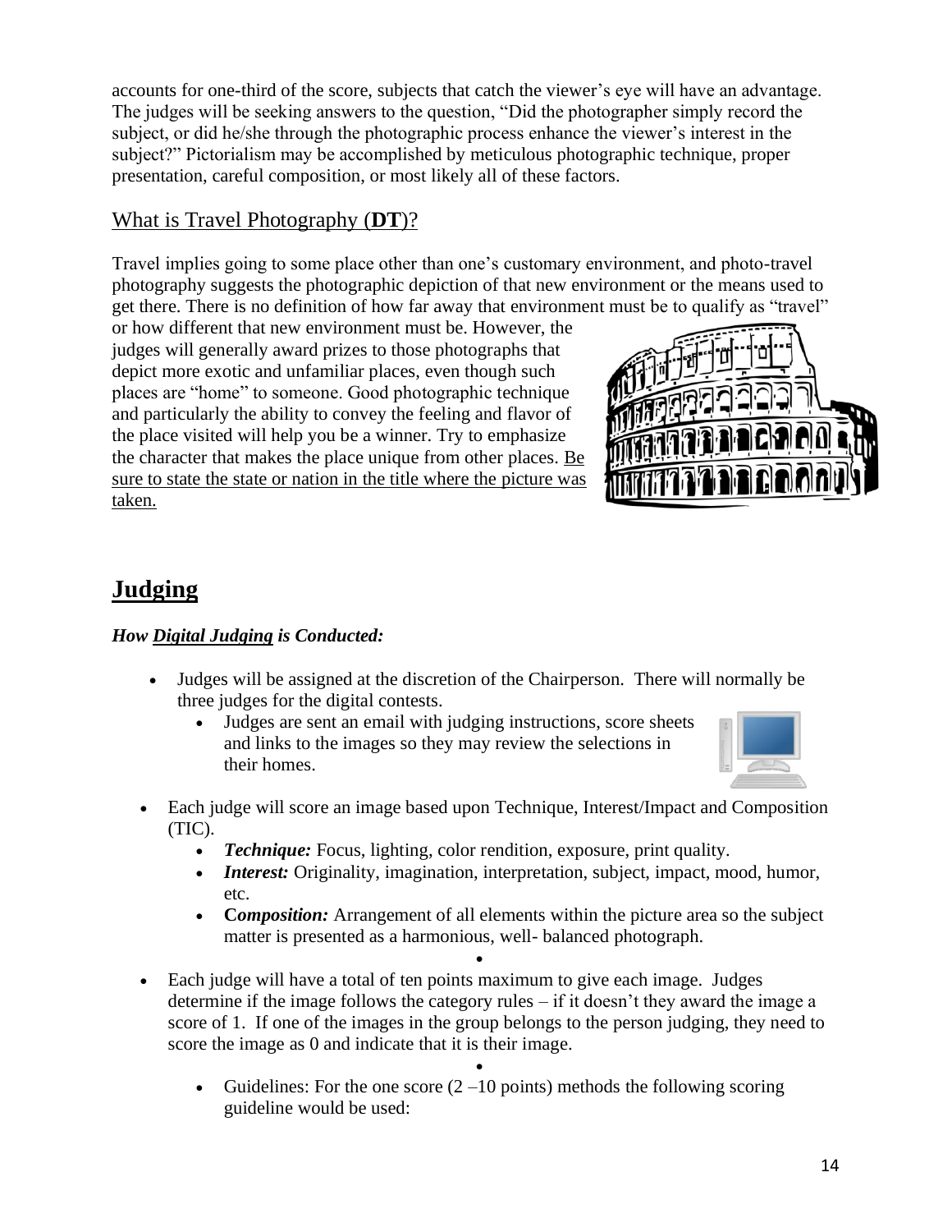accounts for one-third of the score, subjects that catch the viewer's eye will have an advantage. The judges will be seeking answers to the question, "Did the photographer simply record the subject, or did he/she through the photographic process enhance the viewer's interest in the subject?" Pictorialism may be accomplished by meticulous photographic technique, proper presentation, careful composition, or most likely all of these factors.

## What is Travel Photography (**DT**)?

Travel implies going to some place other than one's customary environment, and photo-travel photography suggests the photographic depiction of that new environment or the means used to get there. There is no definition of how far away that environment must be to qualify as "travel" or how different that new environment must be. However, the judges will generally award prizes to those photographs that depict more exotic and unfamiliar places, even though such places are "home" to someone. Good photographic technique and particularly the ability to convey the feeling and flavor of the place visited will help you be a winner. Try to emphasize the character that makes the place unique from other places. <u>Be sure to state the state or nation in the title where the picture was taken.</u>

# Judging

***How <u>Digital Judging</u> is Conducted:***

- Judges will be assigned at the discretion of the Chairperson. There will normally be three judges for the digital contests.
  - Judges are sent an email with judging instructions, score sheets and links to the images so they may review the selections in their homes.
- Each judge will score an image based upon Technique, Interest/Impact and Composition (TIC).
  - ***Technique:*** Focus, lighting, color rendition, exposure, print quality.
  - ***Interest:*** Originality, imagination, interpretation, subject, impact, mood, humor, etc.
  - ***Composition:*** Arrangement of all elements within the picture area so the subject matter is presented as a harmonious, well- balanced photograph.
- Each judge will have a total of ten points maximum to give each image. Judges determine if the image follows the category rules – if it doesn't they award the image a score of 1. If one of the images in the group belongs to the person judging, they need to score the image as 0 and indicate that it is their image.
  - Guidelines: For the one score (2 –10 points) methods the following scoring guideline would be used: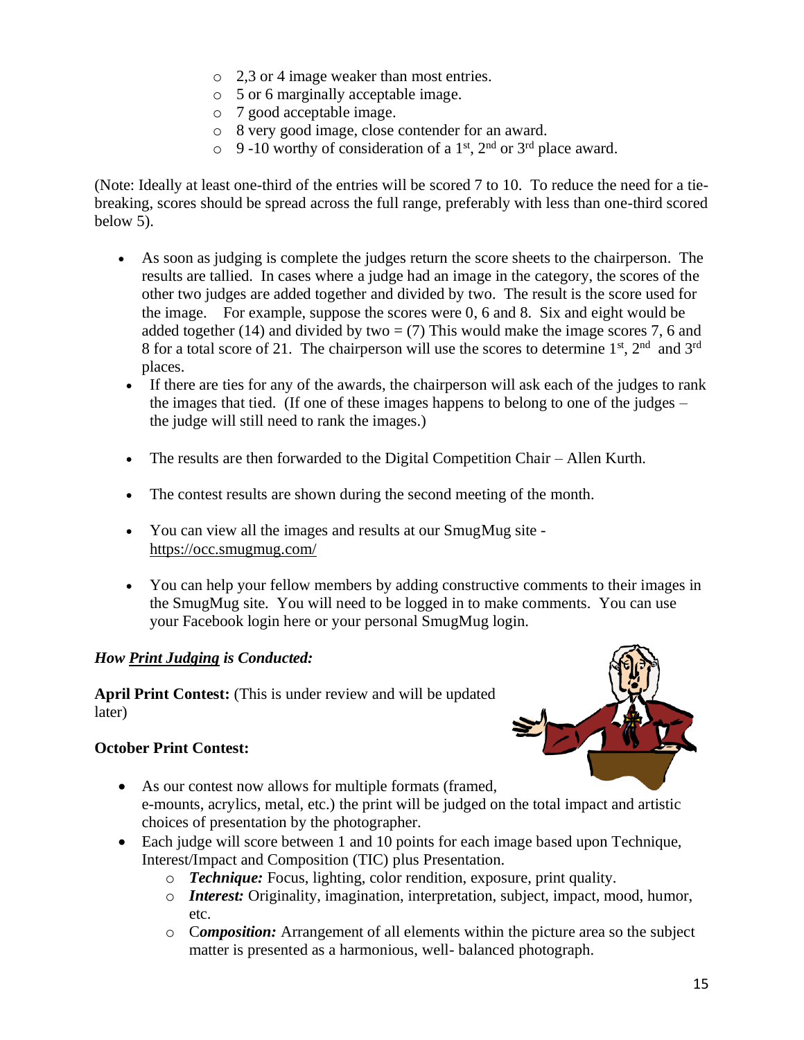- 2,3 or 4 image weaker than most entries.
  - 5 or 6 marginally acceptable image.
  - 7 good acceptable image.
  - 8 very good image, close contender for an award.
  - 9 -10 worthy of consideration of a 1st, 2nd or 3rd place award.

(Note: Ideally at least one-third of the entries will be scored 7 to 10. To reduce the need for a tie-breaking, scores should be spread across the full range, preferably with less than one-third scored below 5).

- As soon as judging is complete the judges return the score sheets to the chairperson. The results are tallied. In cases where a judge had an image in the category, the scores of the other two judges are added together and divided by two. The result is the score used for the image. For example, suppose the scores were 0, 6 and 8. Six and eight would be added together (14) and divided by two = (7) This would make the image scores 7, 6 and 8 for a total score of 21. The chairperson will use the scores to determine 1st, 2nd and 3rd places.
- If there are ties for any of the awards, the chairperson will ask each of the judges to rank the images that tied. (If one of these images happens to belong to one of the judges – the judge will still need to rank the images.)
- The results are then forwarded to the Digital Competition Chair – Allen Kurth.
- The contest results are shown during the second meeting of the month.
- You can view all the images and results at our SmugMug site - https://occ.smugmug.com/
- You can help your fellow members by adding constructive comments to their images in the SmugMug site. You will need to be logged in to make comments. You can use your Facebook login here or your personal SmugMug login.

***How Print Judging is Conducted:***

**April Print Contest:** (This is under review and will be updated later)

**October Print Contest:**

- As our contest now allows for multiple formats (framed, e-mounts, acrylics, metal, etc.) the print will be judged on the total impact and artistic choices of presentation by the photographer.
- Each judge will score between 1 and 10 points for each image based upon Technique, Interest/Impact and Composition (TIC) plus Presentation.
  - ***Technique:*** Focus, lighting, color rendition, exposure, print quality.
  - ***Interest:*** Originality, imagination, interpretation, subject, impact, mood, humor, etc.
  - C***omposition:*** Arrangement of all elements within the picture area so the subject matter is presented as a harmonious, well- balanced photograph.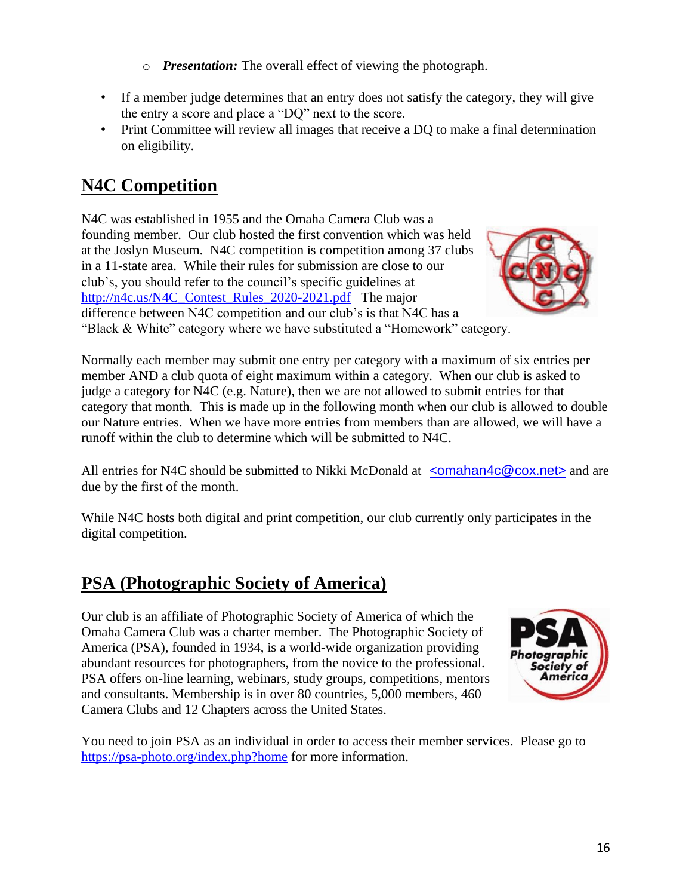- *Presentation:* The overall effect of viewing the photograph.

- If a member judge determines that an entry does not satisfy the category, they will give the entry a score and place a "DQ" next to the score.
- Print Committee will review all images that receive a DQ to make a final determination on eligibility.

## N4C Competition

N4C was established in 1955 and the Omaha Camera Club was a founding member. Our club hosted the first convention which was held at the Joslyn Museum. N4C competition is competition among 37 clubs in a 11-state area. While their rules for submission are close to our club's, you should refer to the council's specific guidelines at [http://n4c.us/N4C_Contest_Rules_2020-2021.pdf](http://n4c.us/N4C_Contest_Rules_2020-2021.pdf) The major difference between N4C competition and our club's is that N4C has a "Black & White" category where we have substituted a "Homework" category.

Normally each member may submit one entry per category with a maximum of six entries per member AND a club quota of eight maximum within a category. When our club is asked to judge a category for N4C (e.g. Nature), then we are not allowed to submit entries for that category that month. This is made up in the following month when our club is allowed to double our Nature entries. When we have more entries from members than are allowed, we will have a runoff within the club to determine which will be submitted to N4C.

All entries for N4C should be submitted to Nikki McDonald at [<omahan4c@cox.net>](mailto:omahan4c@cox.net) and are due by the first of the month.

While N4C hosts both digital and print competition, our club currently only participates in the digital competition.

## PSA (Photographic Society of America)

Our club is an affiliate of Photographic Society of America of which the Omaha Camera Club was a charter member. The Photographic Society of America (PSA), founded in 1934, is a world-wide organization providing abundant resources for photographers, from the novice to the professional. PSA offers on-line learning, webinars, study groups, competitions, mentors and consultants. Membership is in over 80 countries, 5,000 members, 460 Camera Clubs and 12 Chapters across the United States.

You need to join PSA as an individual in order to access their member services. Please go to [https://psa-photo.org/index.php?home](https://psa-photo.org/index.php?home) for more information.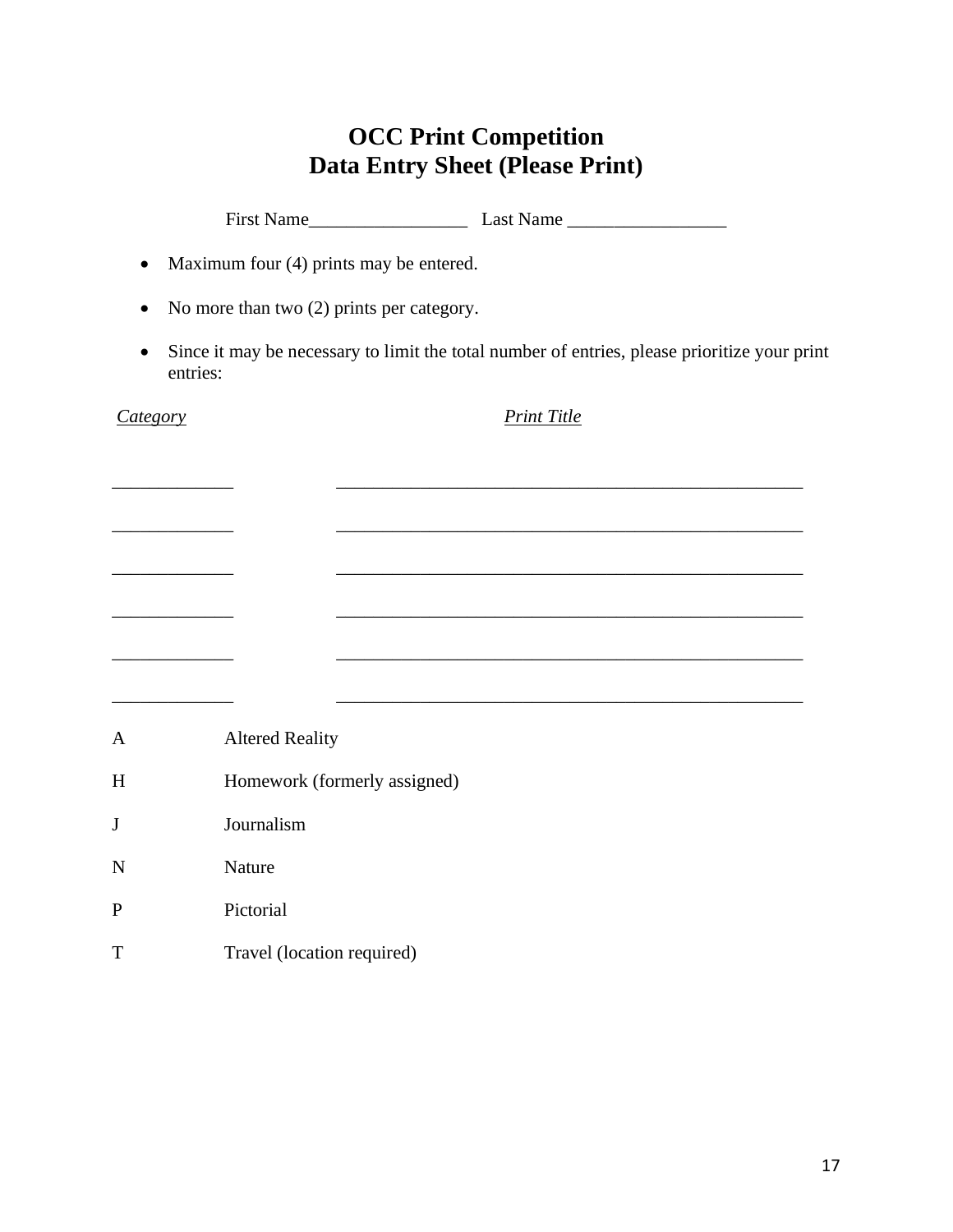# OCC Print Competition
# Data Entry Sheet (Please Print)

First Name_________________ Last Name _________________

- Maximum four (4) prints may be entered.
- No more than two (2) prints per category.
- Since it may be necessary to limit the total number of entries, please prioritize your print entries:

| *Category* | *Print Title* |
|---|---|
| _____________ | ____________________________________________________ |
| _____________ | ____________________________________________________ |
| _____________ | ____________________________________________________ |
| _____________ | ____________________________________________________ |
| _____________ | ____________________________________________________ |
| _____________ | ____________________________________________________ |

| | |
|---|---|
| A | Altered Reality |
| H | Homework (formerly assigned) |
| J | Journalism |
| N | Nature |
| P | Pictorial |
| T | Travel (location required) |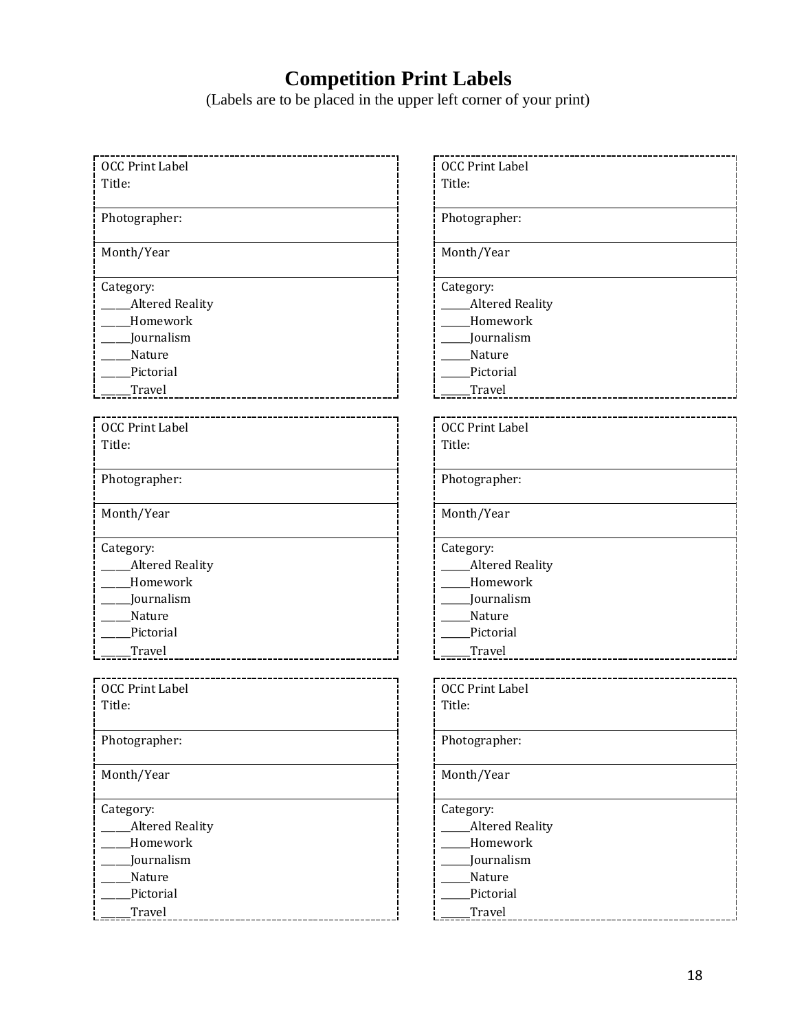# Competition Print Labels

(Labels are to be placed in the upper left corner of your print)

OCC Print Label
Title:

Photographer:

Month/Year

Category:
_____Altered Reality
_____Homework
_____Journalism
_____Nature
_____Pictorial
_____Travel

OCC Print Label
Title:

Photographer:

Month/Year

Category:
_____Altered Reality
_____Homework
_____Journalism
_____Nature
_____Pictorial
_____Travel

OCC Print Label
Title:

Photographer:

Month/Year

Category:
_____Altered Reality
_____Homework
_____Journalism
_____Nature
_____Pictorial
_____Travel

OCC Print Label
Title:

Photographer:

Month/Year

Category:
_____Altered Reality
_____Homework
_____Journalism
_____Nature
_____Pictorial
_____Travel

OCC Print Label
Title:

Photographer:

Month/Year

Category:
_____Altered Reality
_____Homework
_____Journalism
_____Nature
_____Pictorial
_____Travel

OCC Print Label
Title:

Photographer:

Month/Year

Category:
_____Altered Reality
_____Homework
_____Journalism
_____Nature
_____Pictorial
_____Travel